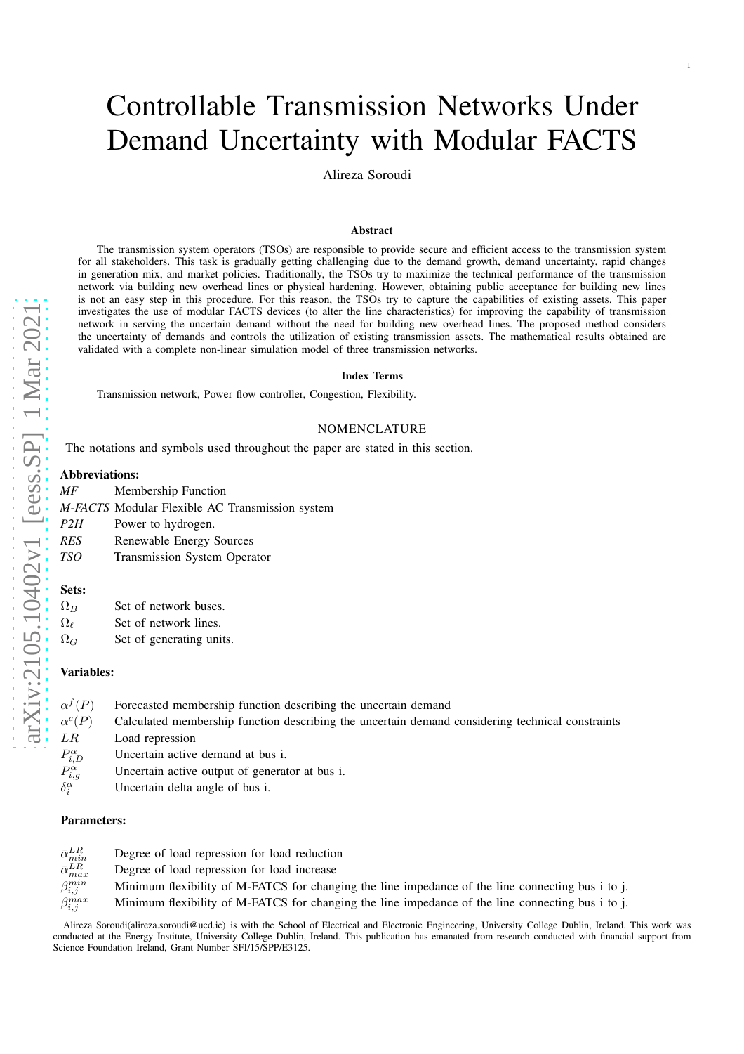# Controllable Transmission Networks Under Demand Uncertainty with Modular FACTS

Alireza Soroudi

### Abstract

The transmission system operators (TSOs) are responsible to provide secure and efficient access to the transmission system for all stakeholders. This task is gradually getting challenging due to the demand growth, demand uncertainty, rapid changes in generation mix, and market policies. Traditionally, the TSOs try to maximize the technical performance of the transmission network via building new overhead lines or physical hardening. However, obtaining public acceptance for building new lines is not an easy step in this procedure. For this reason, the TSOs try to capture the capabilities of existing assets. This paper investigates the use of modular FACTS devices (to alter the line characteristics) for improving the capability of transmission network in serving the uncertain demand without the need for building new overhead lines. The proposed method considers the uncertainty of demands and controls the utilization of existing transmission assets. The mathematical results obtained are validated with a complete non-linear simulation model of three transmission networks.

### Index Terms

Transmission network, Power flow controller, Congestion, Flexibility.

## NOMENCLATURE

The notations and symbols used throughout the paper are stated in this section.

**Abbreviations:**

| | |
|---|---|
| *MF* | Membership Function |
| *M-FACTS* | Modular Flexible AC Transmission system |
| *P2H* | Power to hydrogen. |
| *RES* | Renewable Energy Sources |
| *TSO* | Transmission System Operator |

**Sets:**

| | |
|---|---|
| $\Omega_B$ | Set of network buses. |
| $\Omega_\ell$ | Set of network lines. |
| $\Omega_G$ | Set of generating units. |

**Variables:**

| | |
|---|---|
| $\alpha^f(P)$ | Forecasted membership function describing the uncertain demand |
| $\alpha^c(P)$ | Calculated membership function describing the uncertain demand considering technical constraints |
| $LR$ | Load repression |
| $P_{i,D}^{\alpha}$ | Uncertain active demand at bus i. |
| $P_{i,g}^{\alpha}$ | Uncertain active output of generator at bus i. |
| $\delta_i^{\alpha}$ | Uncertain delta angle of bus i. |

**Parameters:**

| | |
|---|---|
| $\bar{\alpha}_{min}^{LR}$ | Degree of load repression for load reduction |
| $\bar{\alpha}_{max}^{LR}$ | Degree of load repression for load increase |
| $\beta_{i,j}^{min}$ | Minimum flexibility of M-FATCS for changing the line impedance of the line connecting bus i to j. |
| $\beta_{i,j}^{max}$ | Minimum flexibility of M-FATCS for changing the line impedance of the line connecting bus i to j. |

Alireza Soroudi(alireza.soroudi@ucd.ie) is with the School of Electrical and Electronic Engineering, University College Dublin, Ireland. This work was conducted at the Energy Institute, University College Dublin, Ireland. This publication has emanated from research conducted with financial support from Science Foundation Ireland, Grant Number SFI/15/SPP/E3125.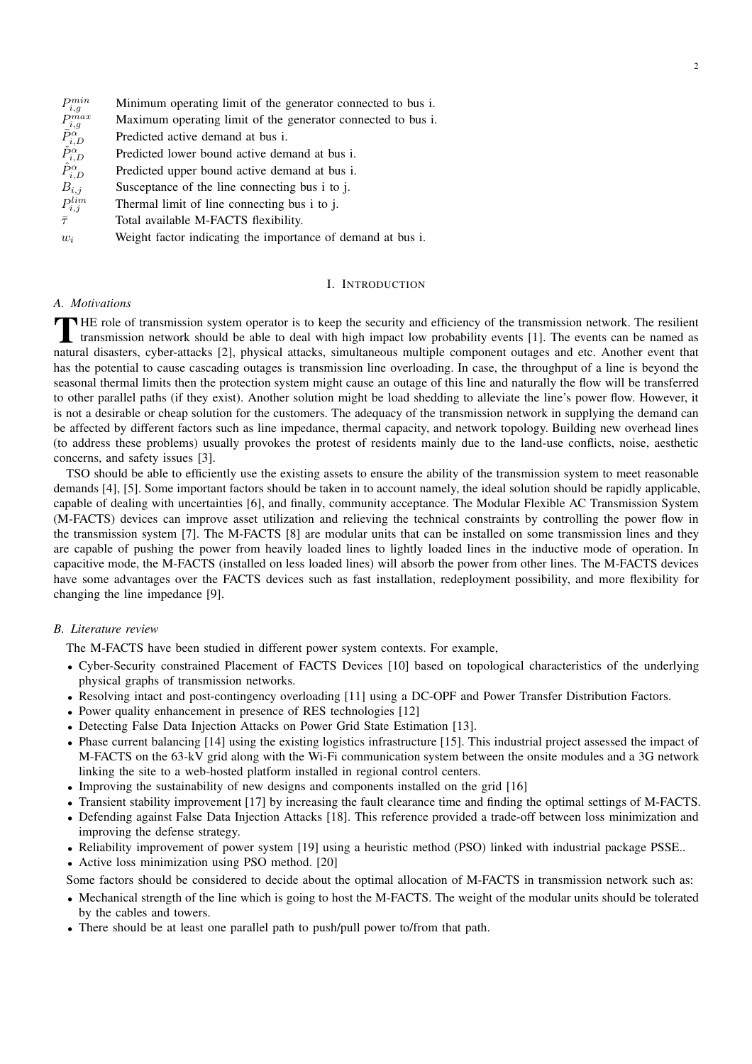| | |
|---|---|
| $P_{i,g}^{min}$ | Minimum operating limit of the generator connected to bus i. |
| $P_{i,g}^{max}$ | Maximum operating limit of the generator connected to bus i. |
| $\bar{P}_{i,D}^{\alpha}$ | Predicted active demand at bus i. |
| $\check{P}_{i,D}^{\alpha}$ | Predicted lower bound active demand at bus i. |
| $\hat{P}_{i,D}^{\alpha}$ | Predicted upper bound active demand at bus i. |
| $B_{i,j}$ | Susceptance of the line connecting bus i to j. |
| $P_{i,j}^{lim}$ | Thermal limit of line connecting bus i to j. |
| $\bar{\tau}$ | Total available M-FACTS flexibility. |
| $w_i$ | Weight factor indicating the importance of demand at bus i. |

# I. Introduction

## A. Motivations

THE role of transmission system operator is to keep the security and efficiency of the transmission network. The resilient transmission network should be able to deal with high impact low probability events [1]. The events can be named as natural disasters, cyber-attacks [2], physical attacks, simultaneous multiple component outages and etc. Another event that has the potential to cause cascading outages is transmission line overloading. In case, the throughput of a line is beyond the seasonal thermal limits then the protection system might cause an outage of this line and naturally the flow will be transferred to other parallel paths (if they exist). Another solution might be load shedding to alleviate the line's power flow. However, it is not a desirable or cheap solution for the customers. The adequacy of the transmission network in supplying the demand can be affected by different factors such as line impedance, thermal capacity, and network topology. Building new overhead lines (to address these problems) usually provokes the protest of residents mainly due to the land-use conflicts, noise, aesthetic concerns, and safety issues [3].

TSO should be able to efficiently use the existing assets to ensure the ability of the transmission system to meet reasonable demands [4], [5]. Some important factors should be taken in to account namely, the ideal solution should be rapidly applicable, capable of dealing with uncertainties [6], and finally, community acceptance. The Modular Flexible AC Transmission System (M-FACTS) devices can improve asset utilization and relieving the technical constraints by controlling the power flow in the transmission system [7]. The M-FACTS [8] are modular units that can be installed on some transmission lines and they are capable of pushing the power from heavily loaded lines to lightly loaded lines in the inductive mode of operation. In capacitive mode, the M-FACTS (installed on less loaded lines) will absorb the power from other lines. The M-FACTS devices have some advantages over the FACTS devices such as fast installation, redeployment possibility, and more flexibility for changing the line impedance [9].

## B. Literature review

The M-FACTS have been studied in different power system contexts. For example,

- Cyber-Security constrained Placement of FACTS Devices [10] based on topological characteristics of the underlying physical graphs of transmission networks.
- Resolving intact and post-contingency overloading [11] using a DC-OPF and Power Transfer Distribution Factors.
- Power quality enhancement in presence of RES technologies [12]
- Detecting False Data Injection Attacks on Power Grid State Estimation [13].
- Phase current balancing [14] using the existing logistics infrastructure [15]. This industrial project assessed the impact of M-FACTS on the 63-kV grid along with the Wi-Fi communication system between the onsite modules and a 3G network linking the site to a web-hosted platform installed in regional control centers.
- Improving the sustainability of new designs and components installed on the grid [16]
- Transient stability improvement [17] by increasing the fault clearance time and finding the optimal settings of M-FACTS.
- Defending against False Data Injection Attacks [18]. This reference provided a trade-off between loss minimization and improving the defense strategy.
- Reliability improvement of power system [19] using a heuristic method (PSO) linked with industrial package PSSE..
- Active loss minimization using PSO method. [20]

Some factors should be considered to decide about the optimal allocation of M-FACTS in transmission network such as:

- Mechanical strength of the line which is going to host the M-FACTS. The weight of the modular units should be tolerated by the cables and towers.
- There should be at least one parallel path to push/pull power to/from that path.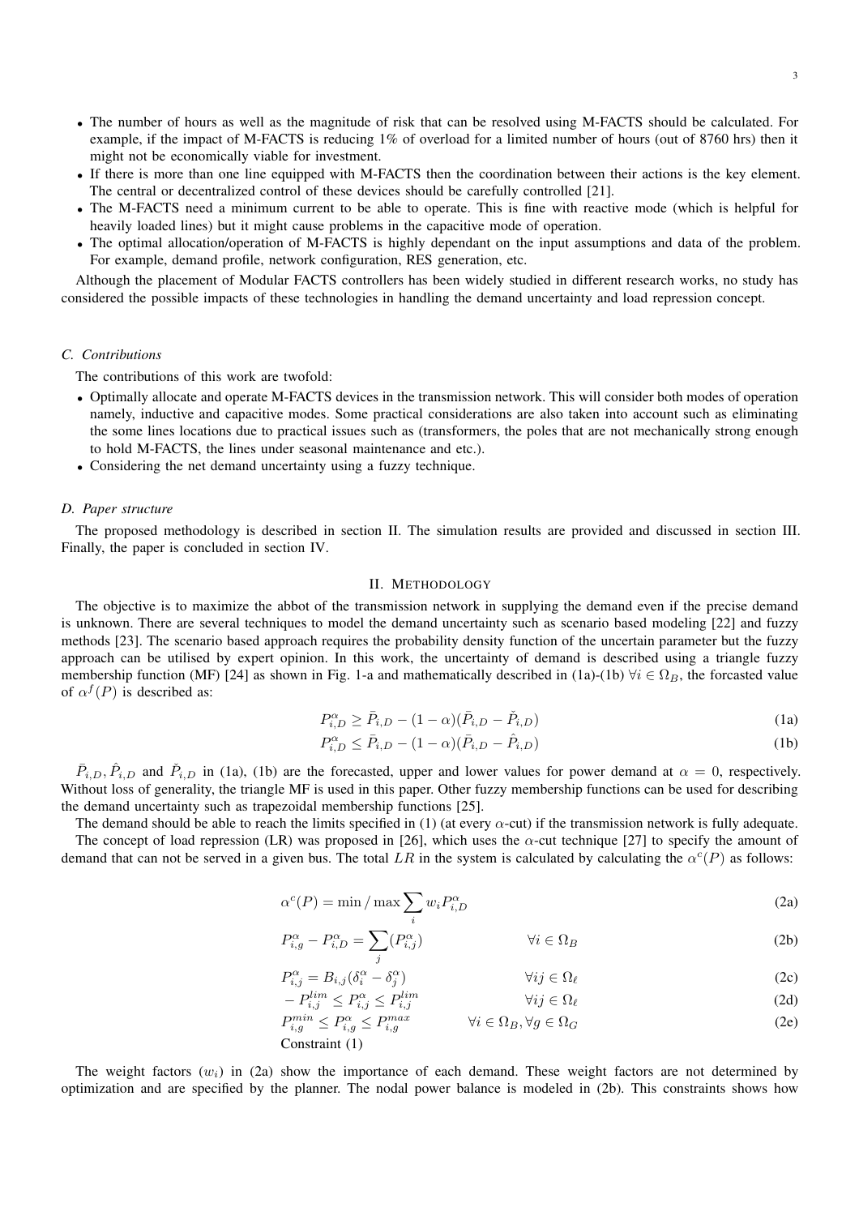- The number of hours as well as the magnitude of risk that can be resolved using M-FACTS should be calculated. For example, if the impact of M-FACTS is reducing 1% of overload for a limited number of hours (out of 8760 hrs) then it might not be economically viable for investment.
- If there is more than one line equipped with M-FACTS then the coordination between their actions is the key element. The central or decentralized control of these devices should be carefully controlled [21].
- The M-FACTS need a minimum current to be able to operate. This is fine with reactive mode (which is helpful for heavily loaded lines) but it might cause problems in the capacitive mode of operation.
- The optimal allocation/operation of M-FACTS is highly dependant on the input assumptions and data of the problem. For example, demand profile, network configuration, RES generation, etc.

Although the placement of Modular FACTS controllers has been widely studied in different research works, no study has considered the possible impacts of these technologies in handling the demand uncertainty and load repression concept.

### C. Contributions

The contributions of this work are twofold:

- Optimally allocate and operate M-FACTS devices in the transmission network. This will consider both modes of operation namely, inductive and capacitive modes. Some practical considerations are also taken into account such as eliminating the some lines locations due to practical issues such as (transformers, the poles that are not mechanically strong enough to hold M-FACTS, the lines under seasonal maintenance and etc.).
- Considering the net demand uncertainty using a fuzzy technique.

### D. Paper structure

The proposed methodology is described in section II. The simulation results are provided and discussed in section III. Finally, the paper is concluded in section IV.

## II. Methodology

The objective is to maximize the abbot of the transmission network in supplying the demand even if the precise demand is unknown. There are several techniques to model the demand uncertainty such as scenario based modeling [22] and fuzzy methods [23]. The scenario based approach requires the probability density function of the uncertain parameter but the fuzzy approach can be utilised by expert opinion. In this work, the uncertainty of demand is described using a triangle fuzzy membership function (MF) [24] as shown in Fig. 1-a and mathematically described in (1a)-(1b) $\forall i \in \Omega_B$, the forcasted value of $\alpha^f(P)$ is described as:

$$P^{\alpha}_{i,D} \geq \bar{P}_{i,D} - (1-\alpha)(\bar{P}_{i,D} - \check{P}_{i,D}) \tag{1a}$$

$$P^{\alpha}_{i,D} \leq \bar{P}_{i,D} - (1-\alpha)(\bar{P}_{i,D} - \hat{P}_{i,D}) \tag{1b}$$

$\bar{P}_{i,D}, \hat{P}_{i,D}$ and $\check{P}_{i,D}$ in (1a), (1b) are the forecasted, upper and lower values for power demand at $\alpha = 0$, respectively. Without loss of generality, the triangle MF is used in this paper. Other fuzzy membership functions can be used for describing the demand uncertainty such as trapezoidal membership functions [25].

The demand should be able to reach the limits specified in (1) (at every $\alpha$-cut) if the transmission network is fully adequate.

The concept of load repression (LR) was proposed in [26], which uses the $\alpha$-cut technique [27] to specify the amount of demand that can not be served in a given bus. The total $LR$ in the system is calculated by calculating the $\alpha^c(P)$ as follows:

$$\alpha^c(P) = \min / \max \sum_i w_i P^{\alpha}_{i,D} \tag{2a}$$

$$P^{\alpha}_{i,g} - P^{\alpha}_{i,D} = \sum_j (P^{\alpha}_{i,j}) \qquad \forall i \in \Omega_B \tag{2b}$$

$$P^{\alpha}_{i,j} = B_{i,j}(\delta^{\alpha}_i - \delta^{\alpha}_j) \qquad \forall ij \in \Omega_\ell \tag{2c}$$

$$-P^{lim}_{i,j} \leq P^{\alpha}_{i,j} \leq P^{lim}_{i,j} \qquad \forall ij \in \Omega_\ell \tag{2d}$$

$$P^{min}_{i,g} \leq P^{\alpha}_{i,g} \leq P^{max}_{i,g} \qquad \forall i \in \Omega_B, \forall g \in \Omega_G \tag{2e}$$

Constraint (1)

The weight factors ($w_i$) in (2a) show the importance of each demand. These weight factors are not determined by optimization and are specified by the planner. The nodal power balance is modeled in (2b). This constraints shows how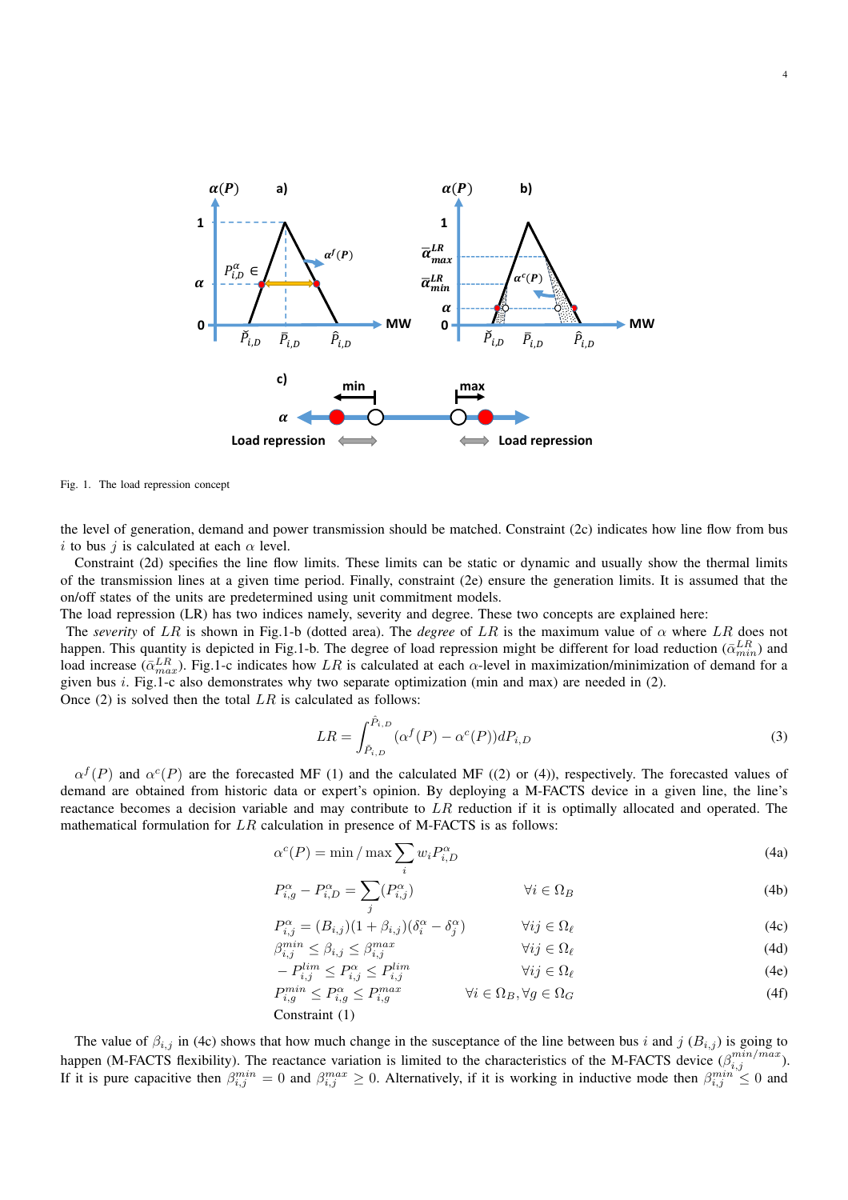Fig. 1. The load repression concept

the level of generation, demand and power transmission should be matched. Constraint (2c) indicates how line flow from bus $i$ to bus $j$ is calculated at each $\alpha$ level.

Constraint (2d) specifies the line flow limits. These limits can be static or dynamic and usually show the thermal limits of the transmission lines at a given time period. Finally, constraint (2e) ensure the generation limits. It is assumed that the on/off states of the units are predetermined using unit commitment models.

The load repression (LR) has two indices namely, severity and degree. These two concepts are explained here:

The *severity* of $LR$ is shown in Fig.1-b (dotted area). The *degree* of $LR$ is the maximum value of $\alpha$ where $LR$ does not happen. This quantity is depicted in Fig.1-b. The degree of load repression might be different for load reduction ($\bar{\alpha}_{min}^{LR}$) and load increase ($\bar{\alpha}_{max}^{LR}$). Fig.1-c indicates how $LR$ is calculated at each $\alpha$-level in maximization/minimization of demand for a given bus $i$. Fig.1-c also demonstrates why two separate optimization (min and max) are needed in (2).

Once (2) is solved then the total $LR$ is calculated as follows:

$$LR = \int_{\check{P}_{i,D}}^{\hat{P}_{i,D}} (\alpha^f(P) - \alpha^c(P))dP_{i,D} \tag{3}$$

$\alpha^f(P)$ and $\alpha^c(P)$ are the forecasted MF (1) and the calculated MF ((2) or (4)), respectively. The forecasted values of demand are obtained from historic data or expert's opinion. By deploying a M-FACTS device in a given line, the line's reactance becomes a decision variable and may contribute to $LR$ reduction if it is optimally allocated and operated. The mathematical formulation for $LR$ calculation in presence of M-FACTS is as follows:

$$\alpha^c(P) = \min / \max \sum_i w_i P_{i,D}^{\alpha} \tag{4a}$$

$$P_{i,g}^{\alpha} - P_{i,D}^{\alpha} = \sum_j (P_{i,j}^{\alpha}) \qquad \forall i \in \Omega_B \tag{4b}$$

$$P_{i,j}^{\alpha} = (B_{i,j})(1 + \beta_{i,j})(\delta_i^{\alpha} - \delta_j^{\alpha}) \qquad \forall ij \in \Omega_\ell \tag{4c}$$

$$\beta_{i,j}^{min} \leq \beta_{i,j} \leq \beta_{i,j}^{max} \qquad \forall ij \in \Omega_\ell \tag{4d}$$

$$-P_{i,j}^{lim} \leq P_{i,j}^{\alpha} \leq P_{i,j}^{lim} \qquad \forall ij \in \Omega_\ell \tag{4e}$$

$$P_{i,g}^{min} \leq P_{i,g}^{\alpha} \leq P_{i,g}^{max} \qquad \forall i \in \Omega_B, \forall g \in \Omega_G \tag{4f}$$

Constraint (1)

The value of $\beta_{i,j}$ in (4c) shows that how much change in the susceptance of the line between bus $i$ and $j$ ($B_{i,j}$) is going to happen (M-FACTS flexibility). The reactance variation is limited to the characteristics of the M-FACTS device ($\beta_{i,j}^{min/max}$). If it is pure capacitive then $\beta_{i,j}^{min} = 0$ and $\beta_{i,j}^{max} \geq 0$. Alternatively, if it is working in inductive mode then $\beta_{i,j}^{min} \leq 0$ and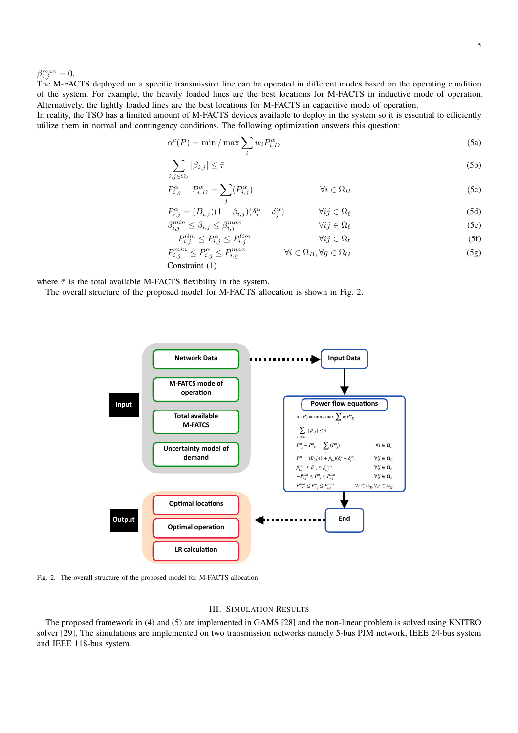$\beta_{i,j}^{max} = 0$.

The M-FACTS deployed on a specific transmission line can be operated in different modes based on the operating condition of the system. For example, the heavily loaded lines are the best locations for M-FACTS in inductive mode of operation. Alternatively, the lightly loaded lines are the best locations for M-FACTS in capacitive mode of operation.

In reality, the TSO has a limited amount of M-FACTS devices available to deploy in the system so it is essential to efficiently utilize them in normal and contingency conditions. The following optimization answers this question:

$$\alpha^c(P) = \min / \max \sum_i w_i P_{i,D}^{\alpha} \tag{5a}$$

$$\sum_{i,j \in \Omega_\ell} |\beta_{i,j}| \leq \bar{\tau} \tag{5b}$$

$$P_{i,g}^{\alpha} - P_{i,D}^{\alpha} = \sum_j (P_{i,j}^{\alpha}) \qquad \forall i \in \Omega_B \tag{5c}$$

$$P_{i,j}^{\alpha} = (B_{i,j})(1 + \beta_{i,j})(\delta_i^{\alpha} - \delta_j^{\alpha}) \qquad \forall ij \in \Omega_\ell \tag{5d}$$

$$\beta_{i,j}^{min} \leq \beta_{i,j} \leq \beta_{i,j}^{max} \qquad \forall ij \in \Omega_\ell \tag{5e}$$

$$-P_{i,j}^{lim} \leq P_{i,j}^{\alpha} \leq P_{i,j}^{lim} \qquad \forall ij \in \Omega_\ell \tag{5f}$$

$$P_{i,g}^{min} \leq P_{i,g}^{\alpha} \leq P_{i,g}^{max} \qquad \forall i \in \Omega_B, \forall g \in \Omega_G \tag{5g}$$

Constraint (1)

where $\bar{\tau}$ is the total available M-FACTS flexibility in the system.

The overall structure of the proposed model for M-FACTS allocation is shown in Fig. 2.

Input: Network Data; M-FATCS mode of operation; Total available M-FATCS; Uncertainty model of demand → Input Data → Power flow equations → End → Output: Optimal locations; Optimal operation; LR calculation

Fig. 2. The overall structure of the proposed model for M-FACTS allocation

## III. Simulation Results

The proposed framework in (4) and (5) are implemented in GAMS [28] and the non-linear problem is solved using KNITRO solver [29]. The simulations are implemented on two transmission networks namely 5-bus PJM network, IEEE 24-bus system and IEEE 118-bus system.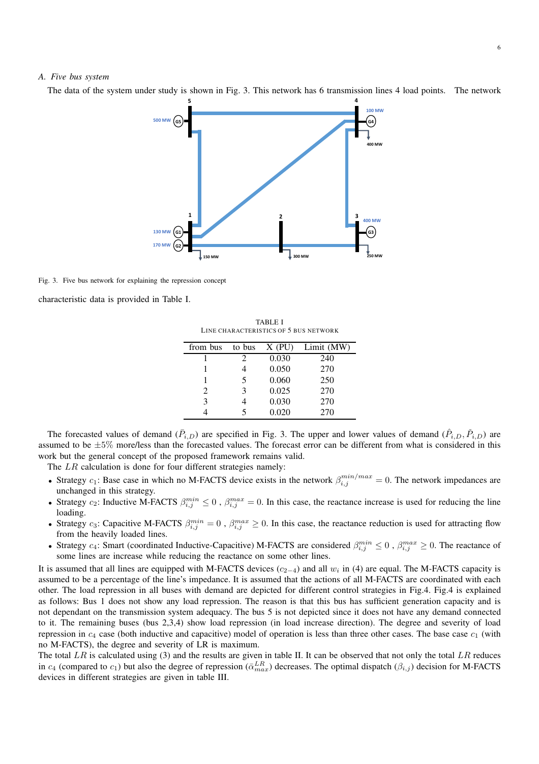### A. Five bus system

The data of the system under study is shown in Fig. 3. This network has 6 transmission lines 4 load points. The network characteristic data is provided in Table I.

Fig. 3. Five bus network for explaining the repression concept

TABLE I
LINE CHARACTERISTICS OF 5 BUS NETWORK

| from bus | to bus | X (PU) | Limit (MW) |
|---|---|---|---|
| 1 | 2 | 0.030 | 240 |
| 1 | 4 | 0.050 | 270 |
| 1 | 5 | 0.060 | 250 |
| 2 | 3 | 0.025 | 270 |
| 3 | 4 | 0.030 | 270 |
| 4 | 5 | 0.020 | 270 |

The forecasted values of demand ($\bar{P}_{i,D}$) are specified in Fig. 3. The upper and lower values of demand ($\hat{P}_{i,D}, \check{P}_{i,D}$) are assumed to be $\pm 5\%$ more/less than the forecasted values. The forecast error can be different from what is considered in this work but the general concept of the proposed framework remains valid.

The $LR$ calculation is done for four different strategies namely:

- Strategy $c_1$: Base case in which no M-FACTS device exists in the network $\beta_{i,j}^{min/max} = 0$. The network impedances are unchanged in this strategy.
- Strategy $c_2$: Inductive M-FACTS $\beta_{i,j}^{min} \leq 0$ , $\beta_{i,j}^{max} = 0$. In this case, the reactance increase is used for reducing the line loading.
- Strategy $c_3$: Capacitive M-FACTS $\beta_{i,j}^{min} = 0$ , $\beta_{i,j}^{max} \geq 0$. In this case, the reactance reduction is used for attracting flow from the heavily loaded lines.
- Strategy $c_4$: Smart (coordinated Inductive-Capacitive) M-FACTS are considered $\beta_{i,j}^{min} \leq 0$ , $\beta_{i,j}^{max} \geq 0$. The reactance of some lines are increase while reducing the reactance on some other lines.

It is assumed that all lines are equipped with M-FACTS devices ($c_{2-4}$) and all $w_i$ in (4) are equal. The M-FACTS capacity is assumed to be a percentage of the line's impedance. It is assumed that the actions of all M-FACTS are coordinated with each other. The load repression in all buses with demand are depicted for different control strategies in Fig.4. Fig.4 is explained as follows: Bus 1 does not show any load repression. The reason is that this bus has sufficient generation capacity and is not dependant on the transmission system adequacy. The bus 5 is not depicted since it does not have any demand connected to it. The remaining buses (bus 2,3,4) show load repression (in load increase direction). The degree and severity of load repression in $c_4$ case (both inductive and capacitive) model of operation is less than three other cases. The base case $c_1$ (with no M-FACTS), the degree and severity of LR is maximum.

The total $LR$ is calculated using (3) and the results are given in table II. It can be observed that not only the total $LR$ reduces in $c_4$ (compared to $c_1$) but also the degree of repression ($\bar{\alpha}_{max}^{LR}$) decreases. The optimal dispatch ($\beta_{i,j}$) decision for M-FACTS devices in different strategies are given in table III.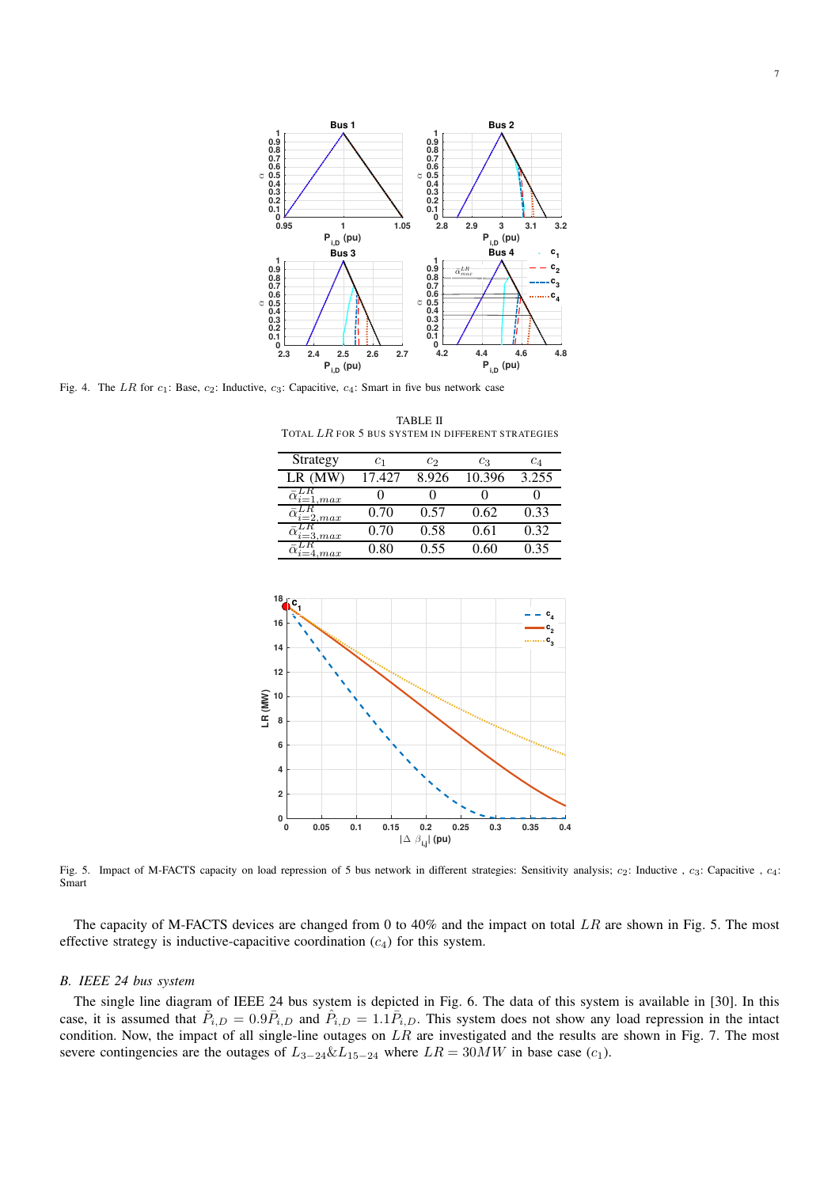Fig. 4. The $LR$ for $c_1$: Base, $c_2$: Inductive, $c_3$: Capacitive, $c_4$: Smart in five bus network case

TABLE II
TOTAL $LR$ FOR 5 BUS SYSTEM IN DIFFERENT STRATEGIES

| Strategy | $c_1$ | $c_2$ | $c_3$ | $c_4$ |
|---|---|---|---|---|
| LR (MW) | 17.427 | 8.926 | 10.396 | 3.255 |
| $\bar{\alpha}^{LR}_{i=1,max}$ | 0 | 0 | 0 | 0 |
| $\bar{\alpha}^{LR}_{i=2,max}$ | 0.70 | 0.57 | 0.62 | 0.33 |
| $\bar{\alpha}^{LR}_{i=3,max}$ | 0.70 | 0.58 | 0.61 | 0.32 |
| $\bar{\alpha}^{LR}_{i=4,max}$ | 0.80 | 0.55 | 0.60 | 0.35 |

Fig. 5. Impact of M-FACTS capacity on load repression of 5 bus network in different strategies: Sensitivity analysis; $c_2$: Inductive , $c_3$: Capacitive , $c_4$: Smart

The capacity of M-FACTS devices are changed from 0 to 40% and the impact on total $LR$ are shown in Fig. 5. The most effective strategy is inductive-capacitive coordination ($c_4$) for this system.

### B. IEEE 24 bus system

The single line diagram of IEEE 24 bus system is depicted in Fig. 6. The data of this system is available in [30]. In this case, it is assumed that $\check{P}_{i,D} = 0.9\bar{P}_{i,D}$ and $\hat{P}_{i,D} = 1.1\bar{P}_{i,D}$. This system does not show any load repression in the intact condition. Now, the impact of all single-line outages on $LR$ are investigated and the results are shown in Fig. 7. The most severe contingencies are the outages of $L_{3-24}\&L_{15-24}$ where $LR = 30MW$ in base case ($c_1$).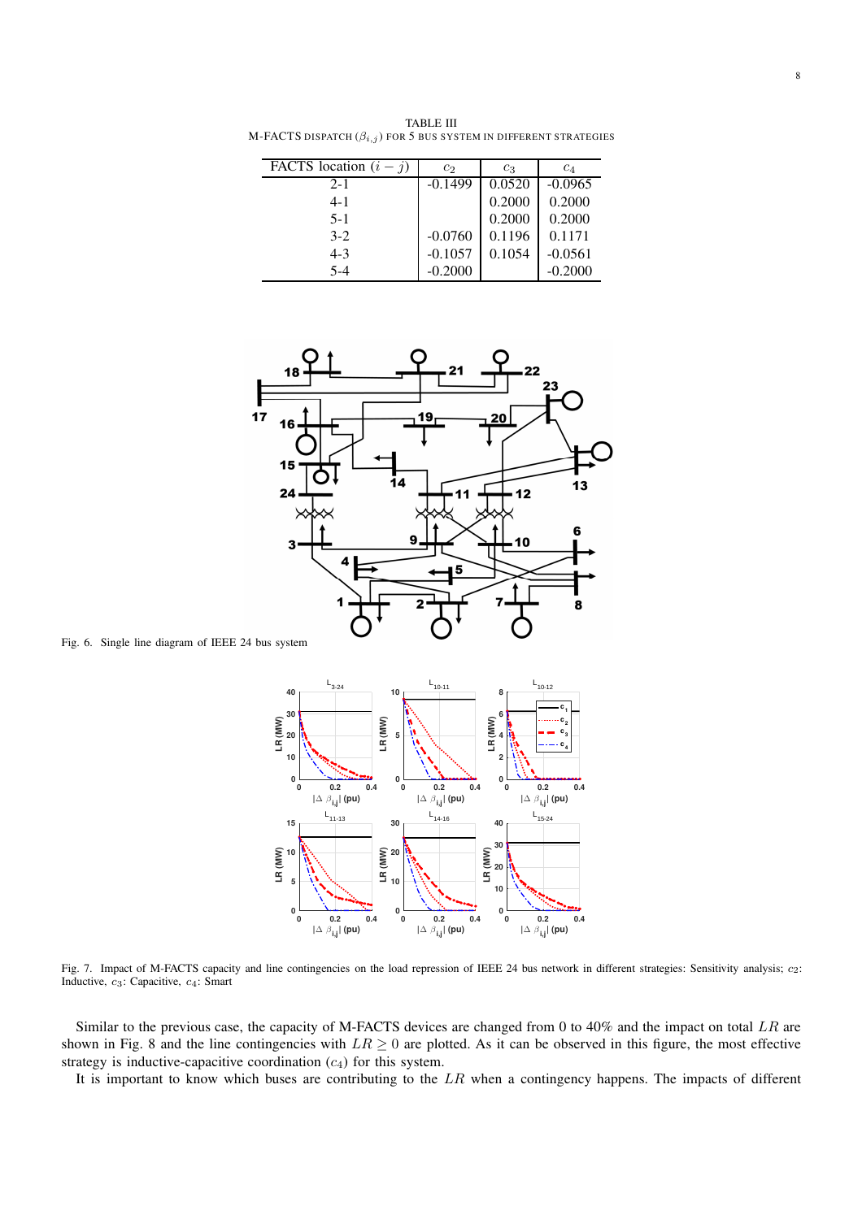TABLE III
M-FACTS DISPATCH ($\beta_{i,j}$) FOR 5 BUS SYSTEM IN DIFFERENT STRATEGIES

| FACTS location $(i-j)$ | $c_2$ | $c_3$ | $c_4$ |
|---|---|---|---|
| 2-1 | -0.1499 | 0.0520 | -0.0965 |
| 4-1 | | 0.2000 | 0.2000 |
| 5-1 | | 0.2000 | 0.2000 |
| 3-2 | -0.0760 | 0.1196 | 0.1171 |
| 4-3 | -0.1057 | 0.1054 | -0.0561 |
| 5-4 | -0.2000 | | -0.2000 |

Fig. 6. Single line diagram of IEEE 24 bus system

Fig. 7. Impact of M-FACTS capacity and line contingencies on the load repression of IEEE 24 bus network in different strategies: Sensitivity analysis; $c_2$: Inductive, $c_3$: Capacitive, $c_4$: Smart

Similar to the previous case, the capacity of M-FACTS devices are changed from 0 to 40% and the impact on total $LR$ are shown in Fig. 8 and the line contingencies with $LR \geq 0$ are plotted. As it can be observed in this figure, the most effective strategy is inductive-capacitive coordination ($c_4$) for this system.

It is important to know which buses are contributing to the $LR$ when a contingency happens. The impacts of different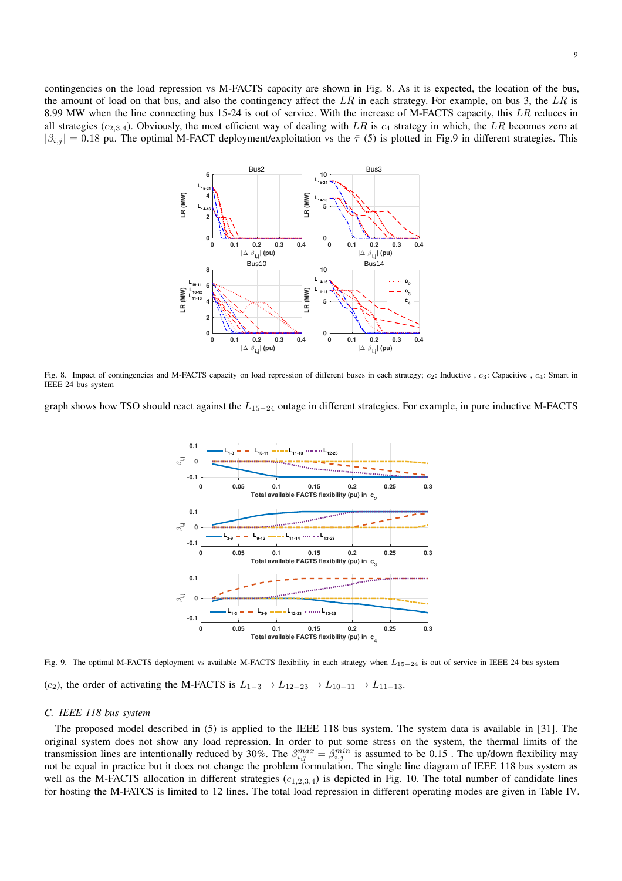contingencies on the load repression vs M-FACTS capacity are shown in Fig. 8. As it is expected, the location of the bus, the amount of load on that bus, and also the contingency affect the $LR$ in each strategy. For example, on bus 3, the $LR$ is 8.99 MW when the line connecting bus 15-24 is out of service. With the increase of M-FACTS capacity, this $LR$ reduces in all strategies ($c_{2,3,4}$). Obviously, the most efficient way of dealing with $LR$ is $c_4$ strategy in which, the $LR$ becomes zero at $|\beta_{i,j}| = 0.18$ pu. The optimal M-FACT deployment/exploitation vs the $\bar{\tau}$ (5) is plotted in Fig.9 in different strategies. This

Fig. 8. Impact of contingencies and M-FACTS capacity on load repression of different buses in each strategy; $c_2$: Inductive , $c_3$: Capacitive , $c_4$: Smart in IEEE 24 bus system

graph shows how TSO should react against the $L_{15-24}$ outage in different strategies. For example, in pure inductive M-FACTS

Fig. 9. The optimal M-FACTS deployment vs available M-FACTS flexibility in each strategy when $L_{15-24}$ is out of service in IEEE 24 bus system

($c_2$), the order of activating the M-FACTS is $L_{1-3} \rightarrow L_{12-23} \rightarrow L_{10-11} \rightarrow L_{11-13}$.

### C. IEEE 118 bus system

The proposed model described in (5) is applied to the IEEE 118 bus system. The system data is available in [31]. The original system does not show any load repression. In order to put some stress on the system, the thermal limits of the transmission lines are intentionally reduced by 30%. The $\beta_{i,j}^{max} = \beta_{i,j}^{min}$ is assumed to be 0.15 . The up/down flexibility may not be equal in practice but it does not change the problem formulation. The single line diagram of IEEE 118 bus system as well as the M-FACTS allocation in different strategies ($c_{1,2,3,4}$) is depicted in Fig. 10. The total number of candidate lines for hosting the M-FATCS is limited to 12 lines. The total load repression in different operating modes are given in Table IV.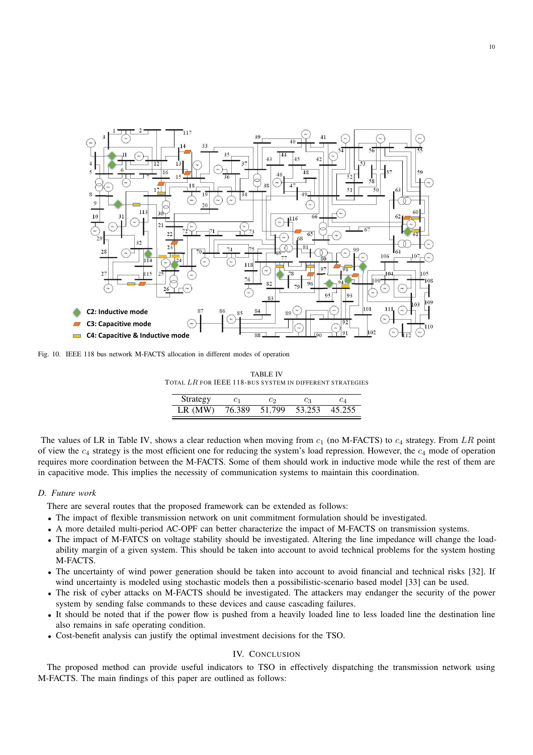Fig. 10. IEEE 118 bus network M-FACTS allocation in different modes of operation

TABLE IV
TOTAL $LR$ FOR IEEE 118-BUS SYSTEM IN DIFFERENT STRATEGIES

| Strategy | $c_1$ | $c_2$ | $c_3$ | $c_4$ |
|---|---|---|---|---|
| LR (MW) | 76.389 | 51.799 | 53.253 | 45.255 |

The values of LR in Table IV, shows a clear reduction when moving from $c_1$ (no M-FACTS) to $c_4$ strategy. From $LR$ point of view the $c_4$ strategy is the most efficient one for reducing the system's load repression. However, the $c_4$ mode of operation requires more coordination between the M-FACTS. Some of them should work in inductive mode while the rest of them are in capacitive mode. This implies the necessity of communication systems to maintain this coordination.

### D. Future work

There are several routes that the proposed framework can be extended as follows:

- The impact of flexible transmission network on unit commitment formulation should be investigated.
- A more detailed multi-period AC-OPF can better characterize the impact of M-FACTS on transmission systems.
- The impact of M-FATCS on voltage stability should be investigated. Altering the line impedance will change the loadability margin of a given system. This should be taken into account to avoid technical problems for the system hosting M-FACTS.
- The uncertainty of wind power generation should be taken into account to avoid financial and technical risks [32]. If wind uncertainty is modeled using stochastic models then a possibilistic-scenario based model [33] can be used.
- The risk of cyber attacks on M-FACTS should be investigated. The attackers may endanger the security of the power system by sending false commands to these devices and cause cascading failures.
- It should be noted that if the power flow is pushed from a heavily loaded line to less loaded line the destination line also remains in safe operating condition.
- Cost-benefit analysis can justify the optimal investment decisions for the TSO.

## IV. Conclusion

The proposed method can provide useful indicators to TSO in effectively dispatching the transmission network using M-FACTS. The main findings of this paper are outlined as follows: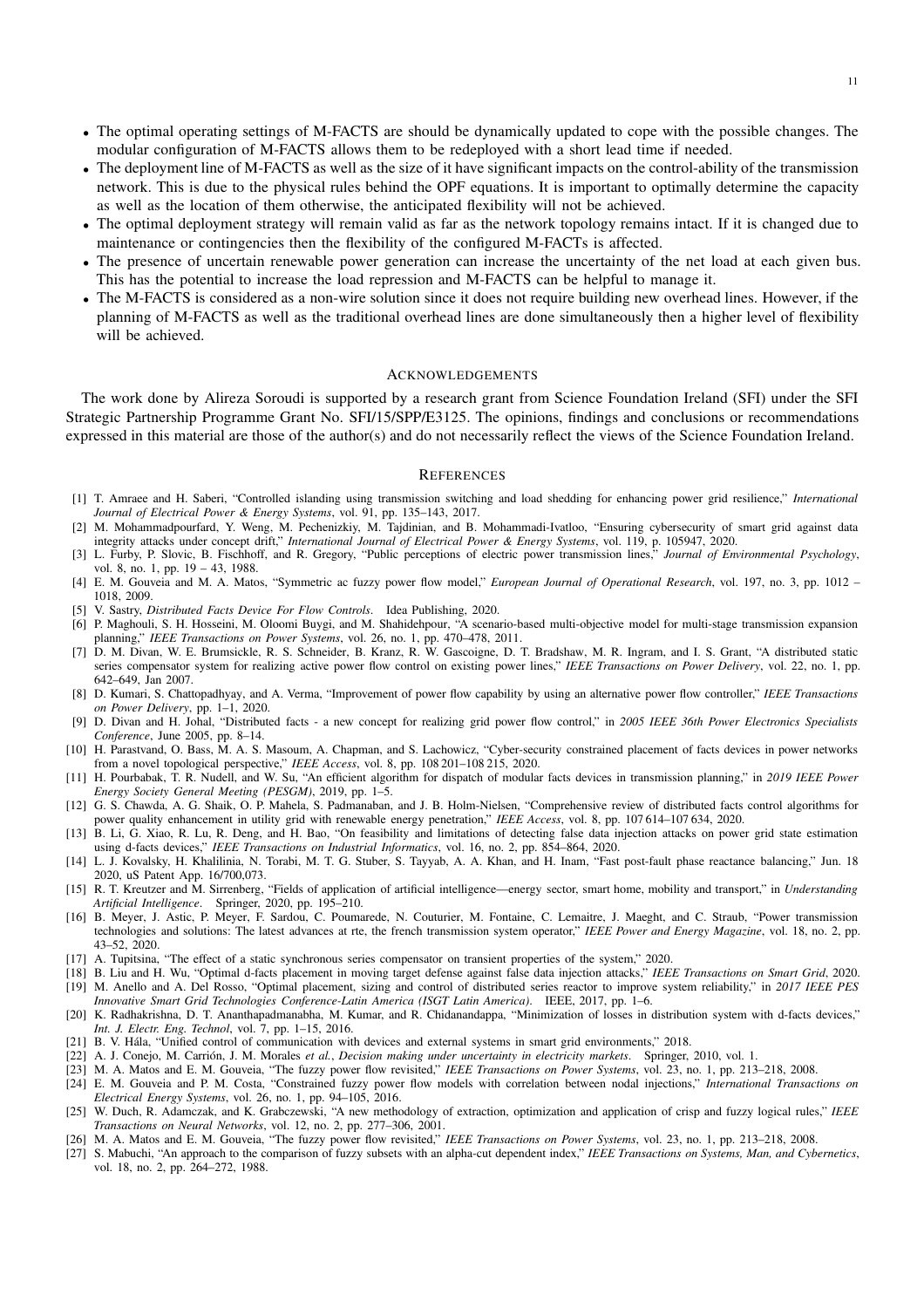- The optimal operating settings of M-FACTS are should be dynamically updated to cope with the possible changes. The modular configuration of M-FACTS allows them to be redeployed with a short lead time if needed.
- The deployment line of M-FACTS as well as the size of it have significant impacts on the control-ability of the transmission network. This is due to the physical rules behind the OPF equations. It is important to optimally determine the capacity as well as the location of them otherwise, the anticipated flexibility will not be achieved.
- The optimal deployment strategy will remain valid as far as the network topology remains intact. If it is changed due to maintenance or contingencies then the flexibility of the configured M-FACTs is affected.
- The presence of uncertain renewable power generation can increase the uncertainty of the net load at each given bus. This has the potential to increase the load repression and M-FACTS can be helpful to manage it.
- The M-FACTS is considered as a non-wire solution since it does not require building new overhead lines. However, if the planning of M-FACTS as well as the traditional overhead lines are done simultaneously then a higher level of flexibility will be achieved.

## ACKNOWLEDGEMENTS

The work done by Alireza Soroudi is supported by a research grant from Science Foundation Ireland (SFI) under the SFI Strategic Partnership Programme Grant No. SFI/15/SPP/E3125. The opinions, findings and conclusions or recommendations expressed in this material are those of the author(s) and do not necessarily reflect the views of the Science Foundation Ireland.

## REFERENCES

[1] T. Amraee and H. Saberi, "Controlled islanding using transmission switching and load shedding for enhancing power grid resilience," *International Journal of Electrical Power & Energy Systems*, vol. 91, pp. 135–143, 2017.

[2] M. Mohammadpourfard, Y. Weng, M. Pechenizkiy, M. Tajdinian, and B. Mohammadi-Ivatloo, "Ensuring cybersecurity of smart grid against data integrity attacks under concept drift," *International Journal of Electrical Power & Energy Systems*, vol. 119, p. 105947, 2020.

[3] L. Furby, P. Slovic, B. Fischhoff, and R. Gregory, "Public perceptions of electric power transmission lines," *Journal of Environmental Psychology*, vol. 8, no. 1, pp. 19 – 43, 1988.

[4] E. M. Gouveia and M. A. Matos, "Symmetric ac fuzzy power flow model," *European Journal of Operational Research*, vol. 197, no. 3, pp. 1012 – 1018, 2009.

[5] V. Sastry, *Distributed Facts Device For Flow Controls*. Idea Publishing, 2020.

[6] P. Maghouli, S. H. Hosseini, M. Oloomi Buygi, and M. Shahidehpour, "A scenario-based multi-objective model for multi-stage transmission expansion planning," *IEEE Transactions on Power Systems*, vol. 26, no. 1, pp. 470–478, 2011.

[7] D. M. Divan, W. E. Brumsickle, R. S. Schneider, B. Kranz, R. W. Gascoigne, D. T. Bradshaw, M. R. Ingram, and I. S. Grant, "A distributed static series compensator system for realizing active power flow control on existing power lines," *IEEE Transactions on Power Delivery*, vol. 22, no. 1, pp. 642–649, Jan 2007.

[8] D. Kumari, S. Chattopadhyay, and A. Verma, "Improvement of power flow capability by using an alternative power flow controller," *IEEE Transactions on Power Delivery*, pp. 1–1, 2020.

[9] D. Divan and H. Johal, "Distributed facts - a new concept for realizing grid power flow control," in *2005 IEEE 36th Power Electronics Specialists Conference*, June 2005, pp. 8–14.

[10] H. Parastvand, O. Bass, M. A. S. Masoum, A. Chapman, and S. Lachowicz, "Cyber-security constrained placement of facts devices in power networks from a novel topological perspective," *IEEE Access*, vol. 8, pp. 108 201–108 215, 2020.

[11] H. Pourbabak, T. R. Nudell, and W. Su, "An efficient algorithm for dispatch of modular facts devices in transmission planning," in *2019 IEEE Power Energy Society General Meeting (PESGM)*, 2019, pp. 1–5.

[12] G. S. Chawda, A. G. Shaik, O. P. Mahela, S. Padmanaban, and J. B. Holm-Nielsen, "Comprehensive review of distributed facts control algorithms for power quality enhancement in utility grid with renewable energy penetration," *IEEE Access*, vol. 8, pp. 107 614–107 634, 2020.

[13] B. Li, G. Xiao, R. Lu, R. Deng, and H. Bao, "On feasibility and limitations of detecting false data injection attacks on power grid state estimation using d-facts devices," *IEEE Transactions on Industrial Informatics*, vol. 16, no. 2, pp. 854–864, 2020.

[14] L. J. Kovalsky, H. Khalilinia, N. Torabi, M. T. G. Stuber, S. Tayyab, A. A. Khan, and H. Inam, "Fast post-fault phase reactance balancing," Jun. 18 2020, uS Patent App. 16/700,073.

[15] R. T. Kreutzer and M. Sirrenberg, "Fields of application of artificial intelligence—energy sector, smart home, mobility and transport," in *Understanding Artificial Intelligence*. Springer, 2020, pp. 195–210.

[16] B. Meyer, J. Astic, P. Meyer, F. Sardou, C. Poumarede, N. Couturier, M. Fontaine, C. Lemaitre, J. Maeght, and C. Straub, "Power transmission technologies and solutions: The latest advances at rte, the french transmission system operator," *IEEE Power and Energy Magazine*, vol. 18, no. 2, pp. 43–52, 2020.

[17] A. Tupitsina, "The effect of a static synchronous series compensator on transient properties of the system," 2020.

[18] B. Liu and H. Wu, "Optimal d-facts placement in moving target defense against false data injection attacks," *IEEE Transactions on Smart Grid*, 2020.

[19] M. Anello and A. Del Rosso, "Optimal placement, sizing and control of distributed series reactor to improve system reliability," in *2017 IEEE PES Innovative Smart Grid Technologies Conference-Latin America (ISGT Latin America)*. IEEE, 2017, pp. 1–6.

[20] K. Radhakrishna, D. T. Ananthapadmanabha, M. Kumar, and R. Chidanandappa, "Minimization of losses in distribution system with d-facts devices," *Int. J. Electr. Eng. Technol*, vol. 7, pp. 1–15, 2016.

[21] B. V. Hála, "Unified control of communication with devices and external systems in smart grid environments," 2018.

[22] A. J. Conejo, M. Carrión, J. M. Morales *et al.*, *Decision making under uncertainty in electricity markets*. Springer, 2010, vol. 1.

[23] M. A. Matos and E. M. Gouveia, "The fuzzy power flow revisited," *IEEE Transactions on Power Systems*, vol. 23, no. 1, pp. 213–218, 2008.

[24] E. M. Gouveia and P. M. Costa, "Constrained fuzzy power flow models with correlation between nodal injections," *International Transactions on Electrical Energy Systems*, vol. 26, no. 1, pp. 94–105, 2016.

[25] W. Duch, R. Adamczak, and K. Grabczewski, "A new methodology of extraction, optimization and application of crisp and fuzzy logical rules," *IEEE Transactions on Neural Networks*, vol. 12, no. 2, pp. 277–306, 2001.

[26] M. A. Matos and E. M. Gouveia, "The fuzzy power flow revisited," *IEEE Transactions on Power Systems*, vol. 23, no. 1, pp. 213–218, 2008.

[27] S. Mabuchi, "An approach to the comparison of fuzzy subsets with an alpha-cut dependent index," *IEEE Transactions on Systems, Man, and Cybernetics*, vol. 18, no. 2, pp. 264–272, 1988.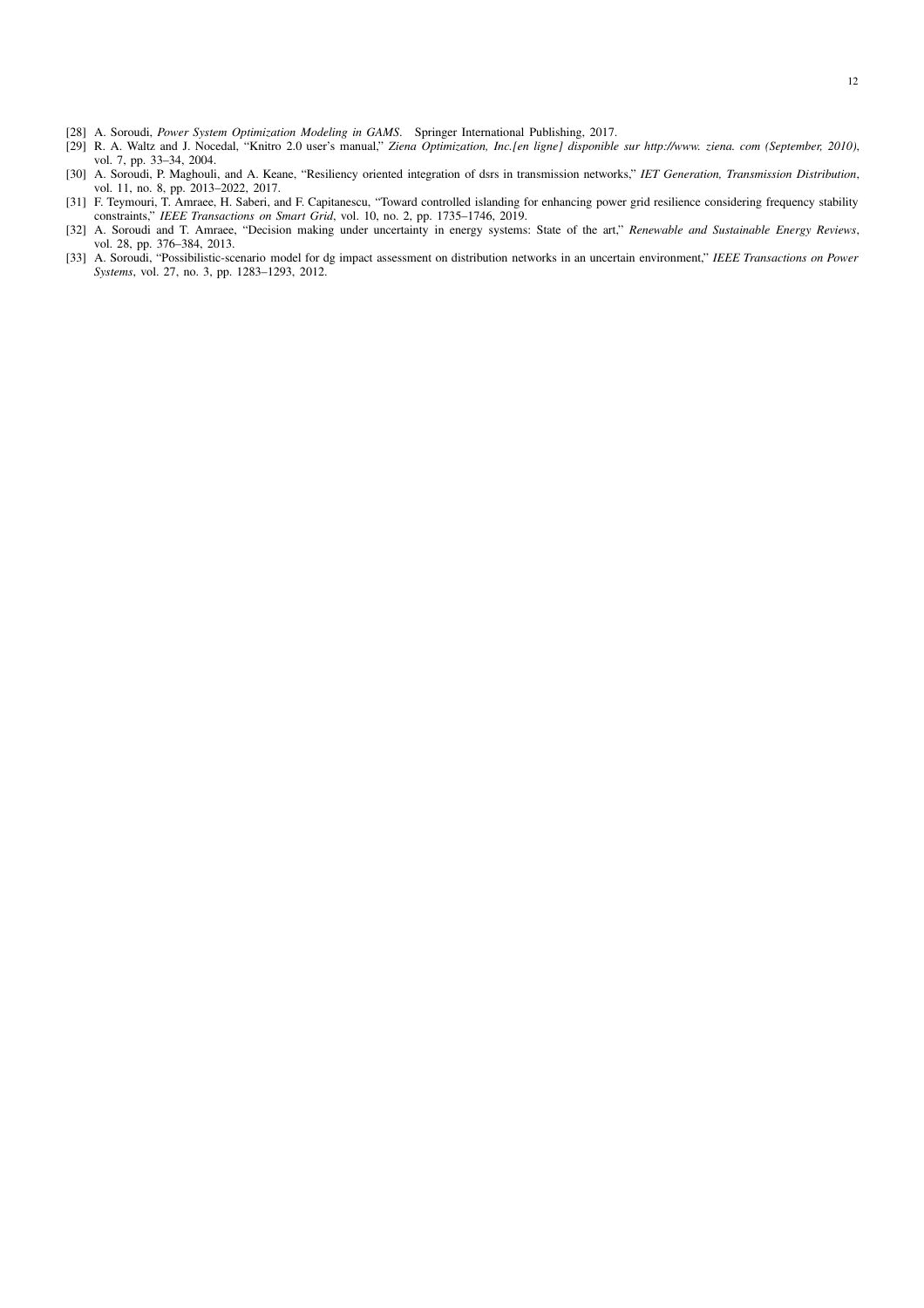[28] A. Soroudi, *Power System Optimization Modeling in GAMS*. Springer International Publishing, 2017.

[29] R. A. Waltz and J. Nocedal, "Knitro 2.0 user's manual," *Ziena Optimization, Inc.[en ligne] disponible sur http://www. ziena. com (September, 2010)*, vol. 7, pp. 33–34, 2004.

[30] A. Soroudi, P. Maghouli, and A. Keane, "Resiliency oriented integration of dsrs in transmission networks," *IET Generation, Transmission Distribution*, vol. 11, no. 8, pp. 2013–2022, 2017.

[31] F. Teymouri, T. Amraee, H. Saberi, and F. Capitanescu, "Toward controlled islanding for enhancing power grid resilience considering frequency stability constraints," *IEEE Transactions on Smart Grid*, vol. 10, no. 2, pp. 1735–1746, 2019.

[32] A. Soroudi and T. Amraee, "Decision making under uncertainty in energy systems: State of the art," *Renewable and Sustainable Energy Reviews*, vol. 28, pp. 376–384, 2013.

[33] A. Soroudi, "Possibilistic-scenario model for dg impact assessment on distribution networks in an uncertain environment," *IEEE Transactions on Power Systems*, vol. 27, no. 3, pp. 1283–1293, 2012.